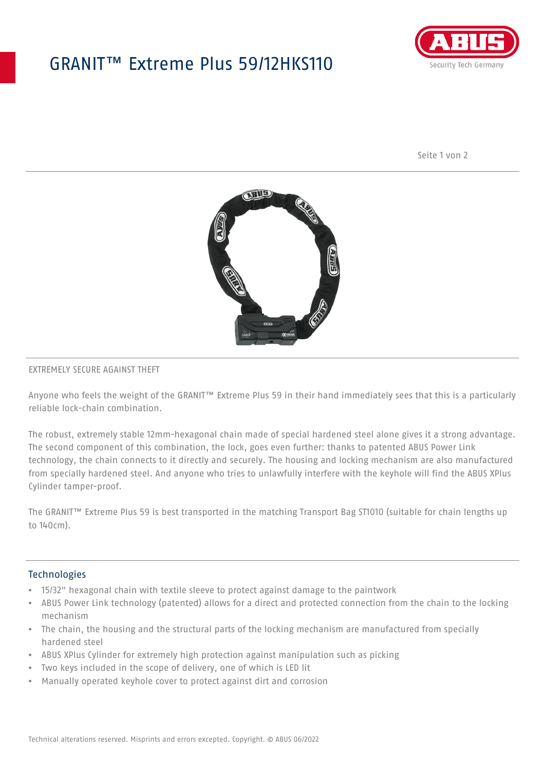# GRANIT™ Extreme Plus 59/12HKS110

EXTREMELY SECURE AGAINST THEFT

Anyone who feels the weight of the GRANIT™ Extreme Plus 59 in their hand immediately sees that this is a particularly reliable lock-chain combination.

The robust, extremely stable 12mm-hexagonal chain made of special hardened steel alone gives it a strong advantage. The second component of this combination, the lock, goes even further: thanks to patented ABUS Power Link technology, the chain connects to it directly and securely. The housing and locking mechanism are also manufactured from specially hardened steel. And anyone who tries to unlawfully interfere with the keyhole will find the ABUS XPlus Cylinder tamper-proof.

The GRANIT™ Extreme Plus 59 is best transported in the matching Transport Bag ST1010 (suitable for chain lengths up to 140cm).

## Technologies

- 15/32" hexagonal chain with textile sleeve to protect against damage to the paintwork
- ABUS Power Link technology (patented) allows for a direct and protected connection from the chain to the locking mechanism
- The chain, the housing and the structural parts of the locking mechanism are manufactured from specially hardened steel
- ABUS XPlus Cylinder for extremely high protection against manipulation such as picking
- Two keys included in the scope of delivery, one of which is LED lit
- Manually operated keyhole cover to protect against dirt and corrosion

Technical alterations reserved. Misprints and errors excepted. Copyright. © ABUS 06/2022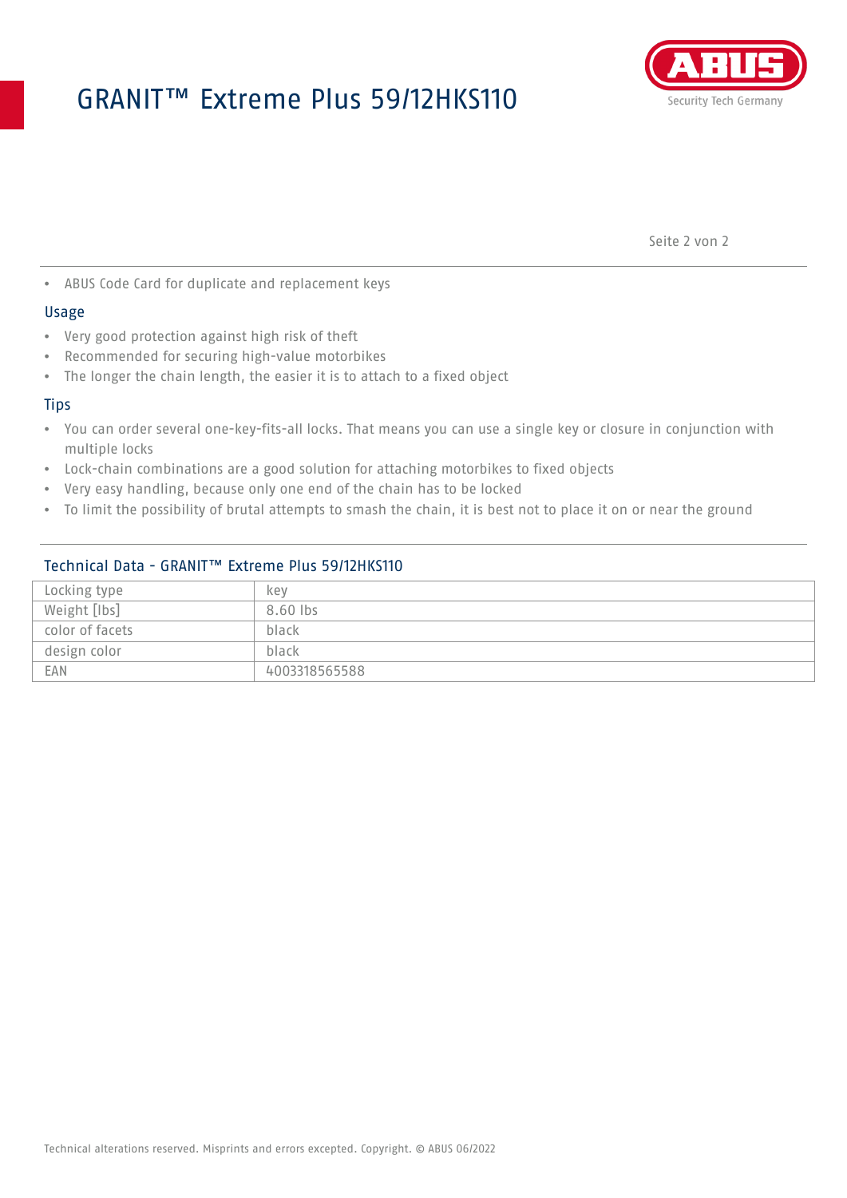- ABUS Code Card for duplicate and replacement keys

## Usage

- Very good protection against high risk of theft
- Recommended for securing high-value motorbikes
- The longer the chain length, the easier it is to attach to a fixed object

## Tips

- You can order several one-key-fits-all locks. That means you can use a single key or closure in conjunction with multiple locks
- Lock-chain combinations are a good solution for attaching motorbikes to fixed objects
- Very easy handling, because only one end of the chain has to be locked
- To limit the possibility of brutal attempts to smash the chain, it is best not to place it on or near the ground

## Technical Data - GRANIT™ Extreme Plus 59/12HKS110

| | |
|---|---|
| Locking type | key |
| Weight [lbs] | 8.60 lbs |
| color of facets | black |
| design color | black |
| EAN | 4003318565588 |

Technical alterations reserved. Misprints and errors excepted. Copyright. © ABUS 06/2022